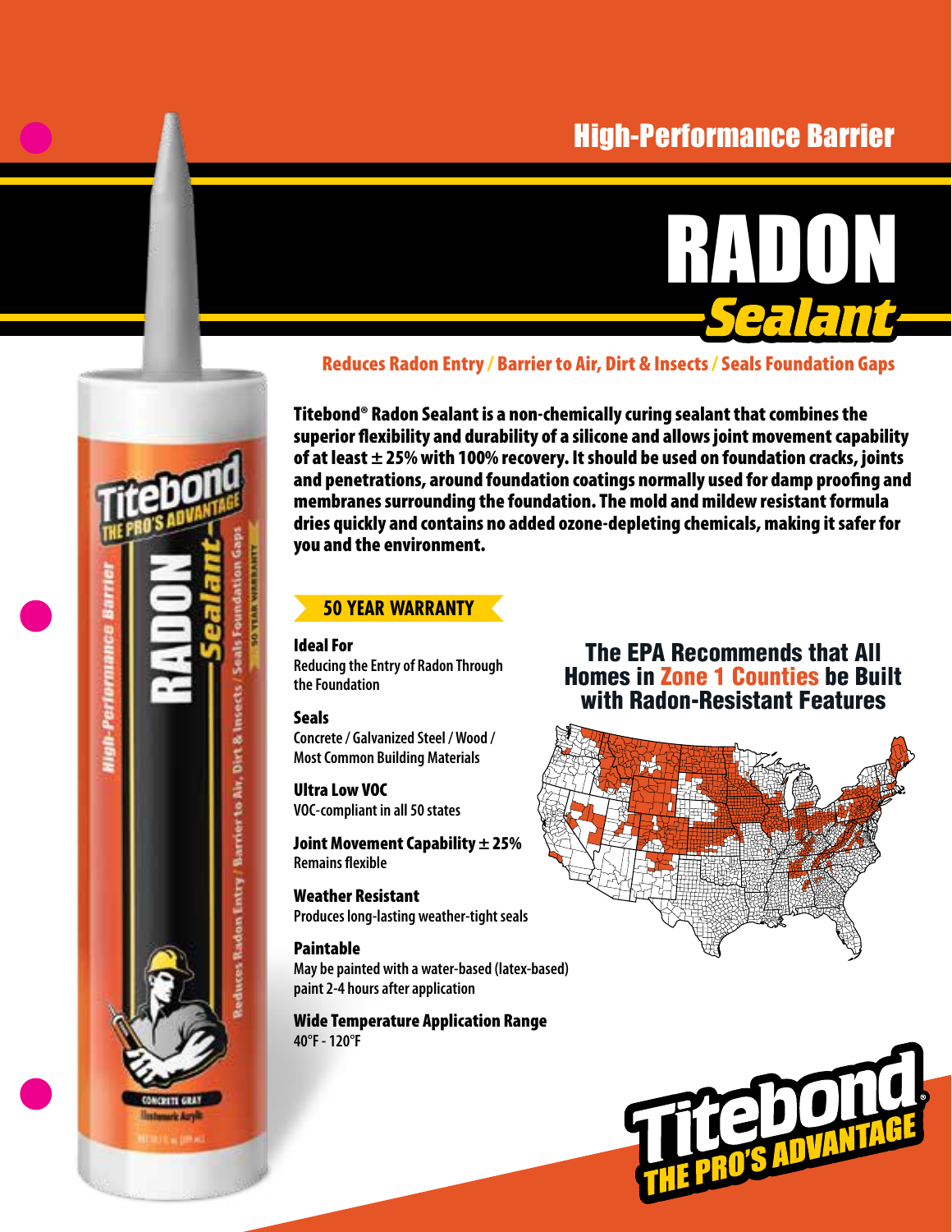High-Performance Barrier

# RADON *Sealant*

**Reduces Radon Entry / Barrier to Air, Dirt & Insects / Seals Foundation Gaps**

**Titebond® Radon Sealant is a non-chemically curing sealant that combines the superior flexibility and durability of a silicone and allows joint movement capability of at least ± 25% with 100% recovery. It should be used on foundation cracks, joints and penetrations, around foundation coatings normally used for damp proofing and membranes surrounding the foundation. The mold and mildew resistant formula dries quickly and contains no added ozone-depleting chemicals, making it safer for you and the environment.**

**50 YEAR WARRANTY**

**Ideal For**
Reducing the Entry of Radon Through the Foundation

**Seals**
Concrete / Galvanized Steel / Wood / Most Common Building Materials

**Ultra Low VOC**
VOC-compliant in all 50 states

**Joint Movement Capability ± 25%**
Remains flexible

**Weather Resistant**
Produces long-lasting weather-tight seals

**Paintable**
May be painted with a water-based (latex-based) paint 2-4 hours after application

**Wide Temperature Application Range**
40°F - 120°F

## The EPA Recommends that All Homes in Zone 1 Counties be Built with Radon-Resistant Features

Titebond® THE PRO'S ADVANTAGE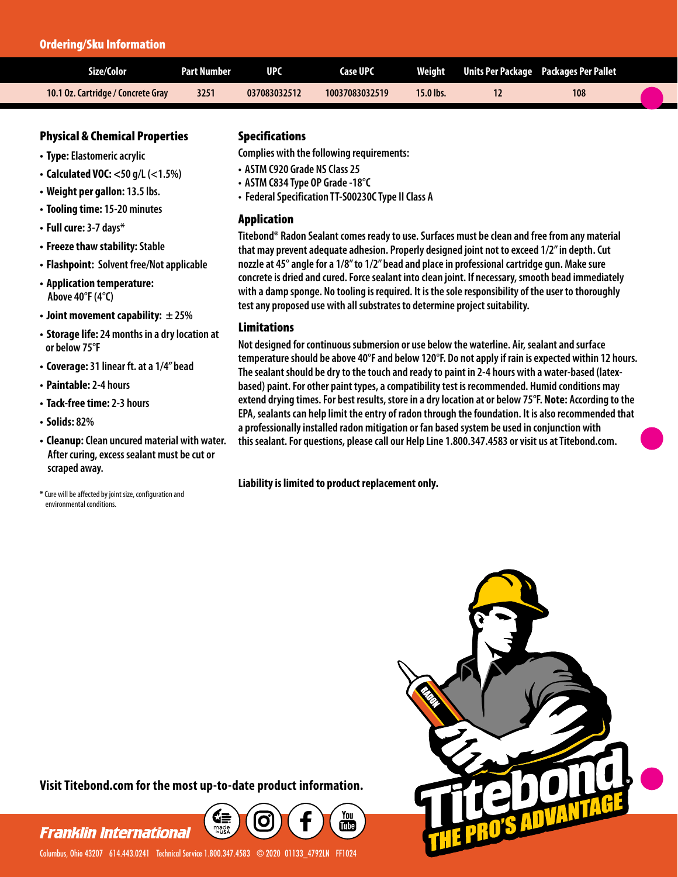## Ordering/Sku Information

| Size/Color | Part Number | UPC | Case UPC | Weight | Units Per Package | Packages Per Pallet |
|---|---|---|---|---|---|---|
| 10.1 Oz. Cartridge / Concrete Gray | 3251 | 037083032512 | 10037083032519 | 15.0 lbs. | 12 | 108 |

### Physical & Chemical Properties

- **Type:** Elastomeric acrylic
- **Calculated VOC:** <50 g/L (<1.5%)
- **Weight per gallon:** 13.5 lbs.
- **Tooling time:** 15-20 minutes
- **Full cure:** 3-7 days*
- **Freeze thaw stability:** Stable
- **Flashpoint:** Solvent free/Not applicable
- **Application temperature:** Above 40°F (4°C)
- **Joint movement capability:** ± 25%
- **Storage life:** 24 months in a dry location at or below 75°F
- **Coverage:** 31 linear ft. at a 1/4" bead
- **Paintable:** 2-4 hours
- **Tack-free time:** 2-3 hours
- **Solids:** 82%
- **Cleanup:** Clean uncured material with water. After curing, excess sealant must be cut or scraped away.

\* Cure will be affected by joint size, configuration and environmental conditions.

### Specifications

Complies with the following requirements:

- ASTM C920 Grade NS Class 25
- ASTM C834 Type OP Grade -18°C
- Federal Specification TT-S00230C Type II Class A

### Application

Titebond® Radon Sealant comes ready to use. Surfaces must be clean and free from any material that may prevent adequate adhesion. Properly designed joint not to exceed 1/2" in depth. Cut nozzle at 45° angle for a 1/8" to 1/2" bead and place in professional cartridge gun. Make sure concrete is dried and cured. Force sealant into clean joint. If necessary, smooth bead immediately with a damp sponge. No tooling is required. It is the sole responsibility of the user to thoroughly test any proposed use with all substrates to determine project suitability.

### Limitations

Not designed for continuous submersion or use below the waterline. Air, sealant and surface temperature should be above 40°F and below 120°F. Do not apply if rain is expected within 12 hours. The sealant should be dry to the touch and ready to paint in 2-4 hours with a water-based (latex-based) paint. For other paint types, a compatibility test is recommended. Humid conditions may extend drying times. For best results, store in a dry location at or below 75°F. **Note:** According to the EPA, sealants can help limit the entry of radon through the foundation. It is also recommended that a professionally installed radon mitigation or fan based system be used in conjunction with this sealant. For questions, please call our Help Line 1.800.347.4583 or visit us at Titebond.com.

**Liability is limited to product replacement only.**

**Visit Titebond.com for the most up-to-date product information.**

**Franklin International**

Columbus, Ohio 43207 614.443.0241 Technical Service 1.800.347.4583 © 2020 01133_4792LN FF1024

Titebond® THE PRO'S ADVANTAGE